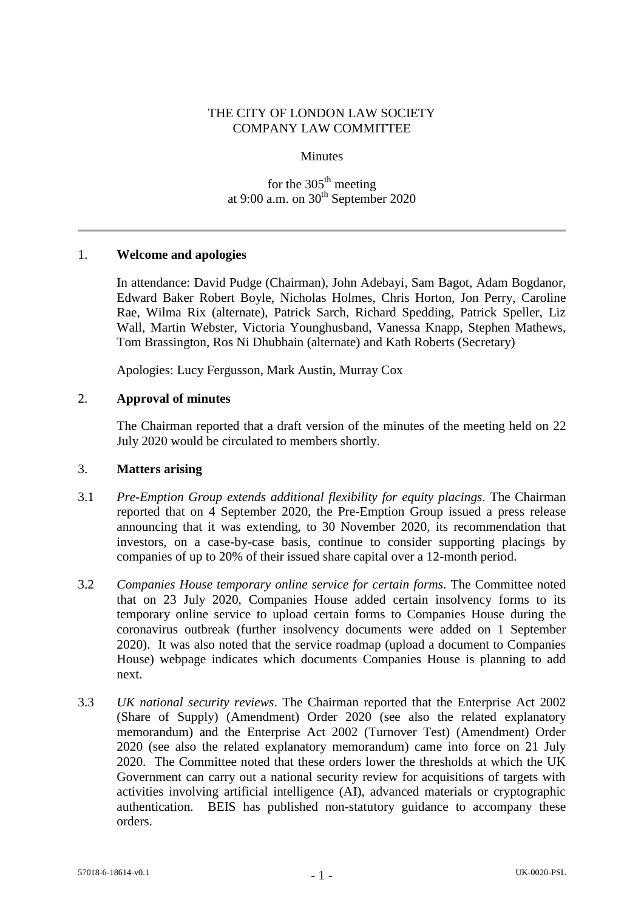THE CITY OF LONDON LAW SOCIETY
COMPANY LAW COMMITTEE

Minutes

for the 305th meeting
at 9:00 a.m. on 30th September 2020

---

## 1. Welcome and apologies

In attendance: David Pudge (Chairman), John Adebayi, Sam Bagot, Adam Bogdanor, Edward Baker Robert Boyle, Nicholas Holmes, Chris Horton, Jon Perry, Caroline Rae, Wilma Rix (alternate), Patrick Sarch, Richard Spedding, Patrick Speller, Liz Wall, Martin Webster, Victoria Younghusband, Vanessa Knapp, Stephen Mathews, Tom Brassington, Ros Ni Dhubhain (alternate) and Kath Roberts (Secretary)

Apologies: Lucy Fergusson, Mark Austin, Murray Cox

## 2. Approval of minutes

The Chairman reported that a draft version of the minutes of the meeting held on 22 July 2020 would be circulated to members shortly.

## 3. Matters arising

3.1 *Pre-Emption Group extends additional flexibility for equity placings*. The Chairman reported that on 4 September 2020, the Pre-Emption Group issued a press release announcing that it was extending, to 30 November 2020, its recommendation that investors, on a case-by-case basis, continue to consider supporting placings by companies of up to 20% of their issued share capital over a 12-month period.

3.2 *Companies House temporary online service for certain forms*. The Committee noted that on 23 July 2020, Companies House added certain insolvency forms to its temporary online service to upload certain forms to Companies House during the coronavirus outbreak (further insolvency documents were added on 1 September 2020). It was also noted that the service roadmap (upload a document to Companies House) webpage indicates which documents Companies House is planning to add next.

3.3 *UK national security reviews*. The Chairman reported that the Enterprise Act 2002 (Share of Supply) (Amendment) Order 2020 (see also the related explanatory memorandum) and the Enterprise Act 2002 (Turnover Test) (Amendment) Order 2020 (see also the related explanatory memorandum) came into force on 21 July 2020. The Committee noted that these orders lower the thresholds at which the UK Government can carry out a national security review for acquisitions of targets with activities involving artificial intelligence (AI), advanced materials or cryptographic authentication. BEIS has published non-statutory guidance to accompany these orders.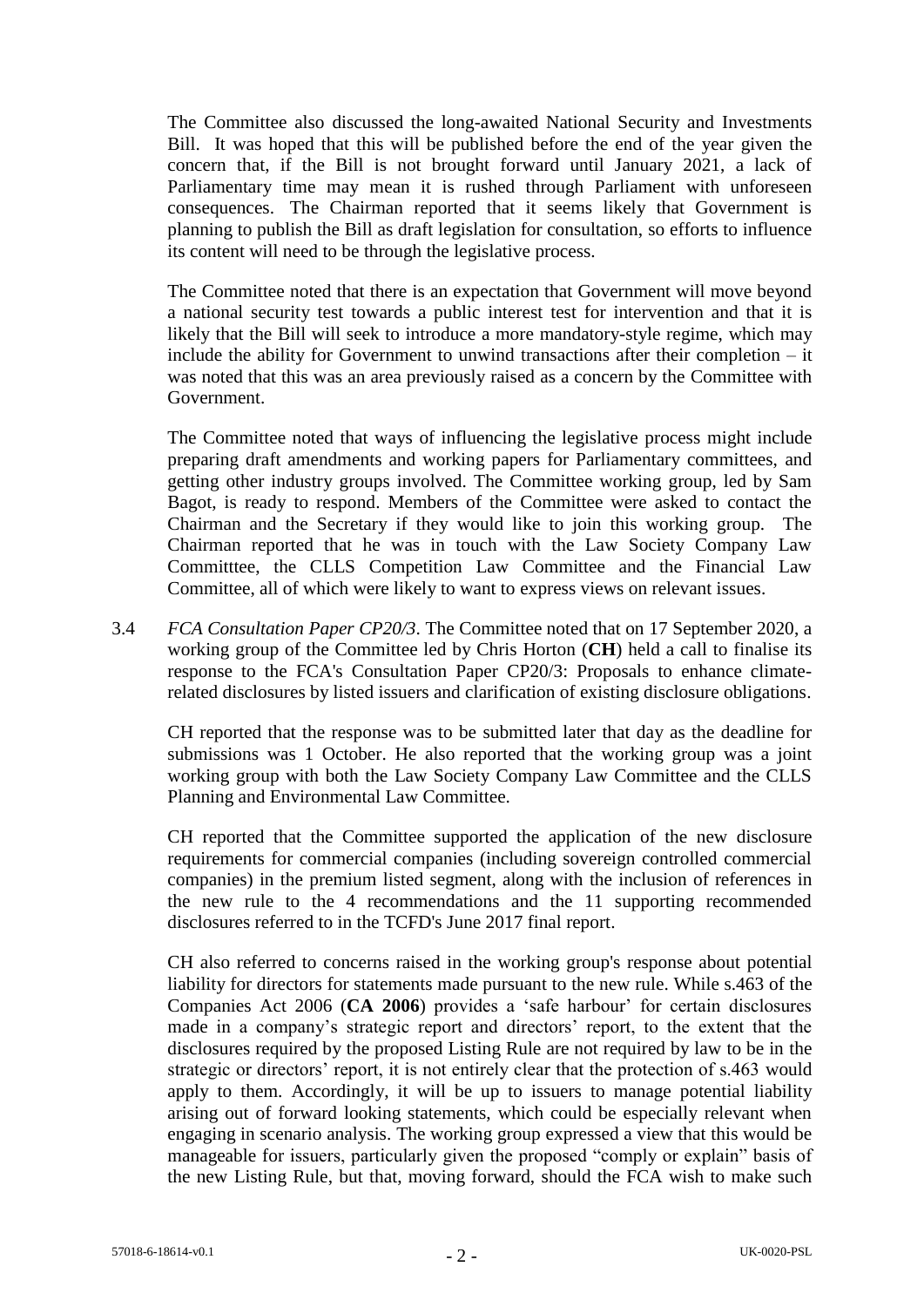The Committee also discussed the long-awaited National Security and Investments Bill. It was hoped that this will be published before the end of the year given the concern that, if the Bill is not brought forward until January 2021, a lack of Parliamentary time may mean it is rushed through Parliament with unforeseen consequences. The Chairman reported that it seems likely that Government is planning to publish the Bill as draft legislation for consultation, so efforts to influence its content will need to be through the legislative process.

The Committee noted that there is an expectation that Government will move beyond a national security test towards a public interest test for intervention and that it is likely that the Bill will seek to introduce a more mandatory-style regime, which may include the ability for Government to unwind transactions after their completion – it was noted that this was an area previously raised as a concern by the Committee with Government.

The Committee noted that ways of influencing the legislative process might include preparing draft amendments and working papers for Parliamentary committees, and getting other industry groups involved. The Committee working group, led by Sam Bagot, is ready to respond. Members of the Committee were asked to contact the Chairman and the Secretary if they would like to join this working group. The Chairman reported that he was in touch with the Law Society Company Law Committtee, the CLLS Competition Law Committee and the Financial Law Committee, all of which were likely to want to express views on relevant issues.

3.4 *FCA Consultation Paper CP20/3*. The Committee noted that on 17 September 2020, a working group of the Committee led by Chris Horton (**CH**) held a call to finalise its response to the FCA's Consultation Paper CP20/3: Proposals to enhance climate-related disclosures by listed issuers and clarification of existing disclosure obligations.

CH reported that the response was to be submitted later that day as the deadline for submissions was 1 October. He also reported that the working group was a joint working group with both the Law Society Company Law Committee and the CLLS Planning and Environmental Law Committee.

CH reported that the Committee supported the application of the new disclosure requirements for commercial companies (including sovereign controlled commercial companies) in the premium listed segment, along with the inclusion of references in the new rule to the 4 recommendations and the 11 supporting recommended disclosures referred to in the TCFD's June 2017 final report.

CH also referred to concerns raised in the working group's response about potential liability for directors for statements made pursuant to the new rule. While s.463 of the Companies Act 2006 (**CA 2006**) provides a 'safe harbour' for certain disclosures made in a company's strategic report and directors' report, to the extent that the disclosures required by the proposed Listing Rule are not required by law to be in the strategic or directors' report, it is not entirely clear that the protection of s.463 would apply to them. Accordingly, it will be up to issuers to manage potential liability arising out of forward looking statements, which could be especially relevant when engaging in scenario analysis. The working group expressed a view that this would be manageable for issuers, particularly given the proposed "comply or explain" basis of the new Listing Rule, but that, moving forward, should the FCA wish to make such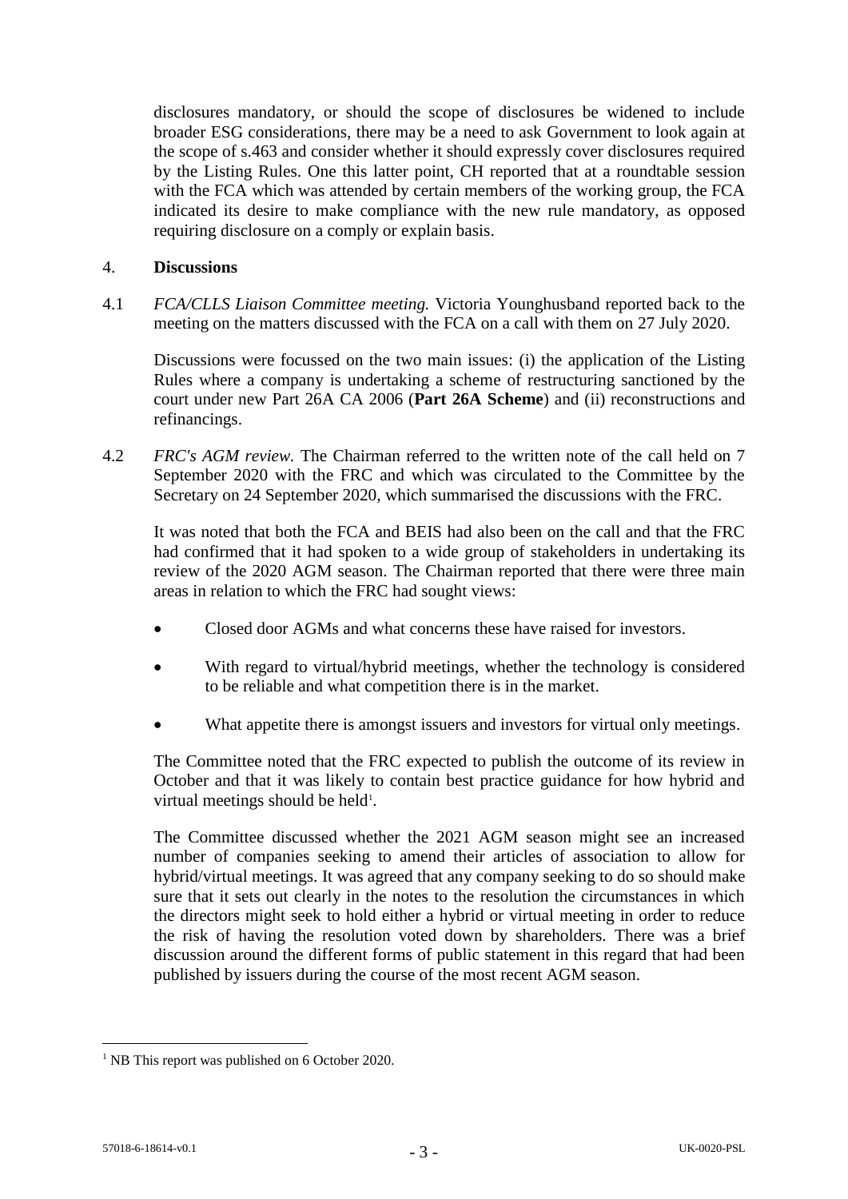disclosures mandatory, or should the scope of disclosures be widened to include broader ESG considerations, there may be a need to ask Government to look again at the scope of s.463 and consider whether it should expressly cover disclosures required by the Listing Rules. One this latter point, CH reported that at a roundtable session with the FCA which was attended by certain members of the working group, the FCA indicated its desire to make compliance with the new rule mandatory, as opposed requiring disclosure on a comply or explain basis.

## 4. **Discussions**

4.1 *FCA/CLLS Liaison Committee meeting.* Victoria Younghusband reported back to the meeting on the matters discussed with the FCA on a call with them on 27 July 2020.

Discussions were focussed on the two main issues: (i) the application of the Listing Rules where a company is undertaking a scheme of restructuring sanctioned by the court under new Part 26A CA 2006 (**Part 26A Scheme**) and (ii) reconstructions and refinancings.

4.2 *FRC's AGM review.* The Chairman referred to the written note of the call held on 7 September 2020 with the FRC and which was circulated to the Committee by the Secretary on 24 September 2020, which summarised the discussions with the FRC.

It was noted that both the FCA and BEIS had also been on the call and that the FRC had confirmed that it had spoken to a wide group of stakeholders in undertaking its review of the 2020 AGM season. The Chairman reported that there were three main areas in relation to which the FRC had sought views:

- Closed door AGMs and what concerns these have raised for investors.
- With regard to virtual/hybrid meetings, whether the technology is considered to be reliable and what competition there is in the market.
- What appetite there is amongst issuers and investors for virtual only meetings.

The Committee noted that the FRC expected to publish the outcome of its review in October and that it was likely to contain best practice guidance for how hybrid and virtual meetings should be held[1].

The Committee discussed whether the 2021 AGM season might see an increased number of companies seeking to amend their articles of association to allow for hybrid/virtual meetings. It was agreed that any company seeking to do so should make sure that it sets out clearly in the notes to the resolution the circumstances in which the directors might seek to hold either a hybrid or virtual meeting in order to reduce the risk of having the resolution voted down by shareholders. There was a brief discussion around the different forms of public statement in this regard that had been published by issuers during the course of the most recent AGM season.

[1] NB This report was published on 6 October 2020.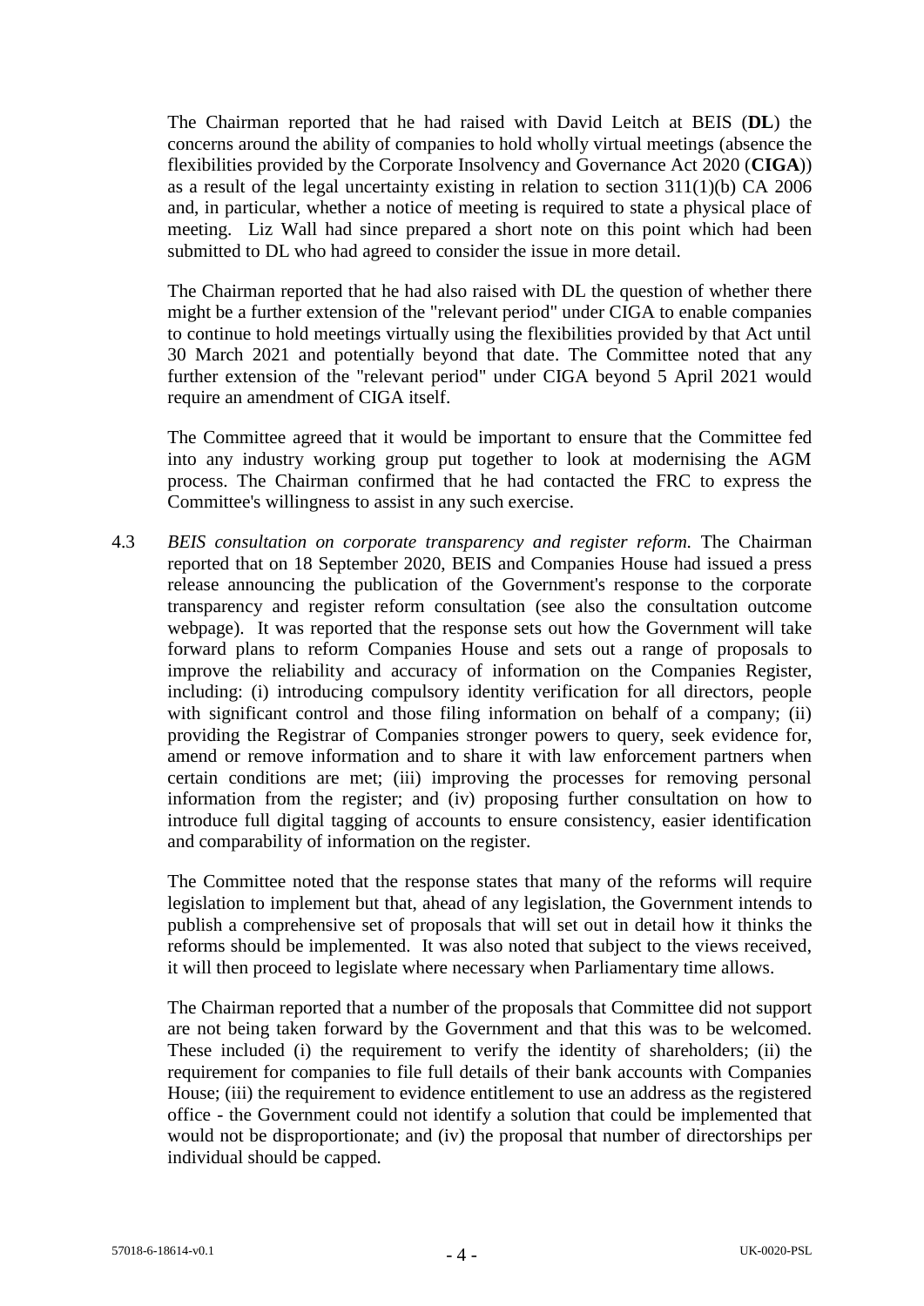The Chairman reported that he had raised with David Leitch at BEIS (**DL**) the concerns around the ability of companies to hold wholly virtual meetings (absence the flexibilities provided by the Corporate Insolvency and Governance Act 2020 (**CIGA**)) as a result of the legal uncertainty existing in relation to section 311(1)(b) CA 2006 and, in particular, whether a notice of meeting is required to state a physical place of meeting. Liz Wall had since prepared a short note on this point which had been submitted to DL who had agreed to consider the issue in more detail.

The Chairman reported that he had also raised with DL the question of whether there might be a further extension of the "relevant period" under CIGA to enable companies to continue to hold meetings virtually using the flexibilities provided by that Act until 30 March 2021 and potentially beyond that date. The Committee noted that any further extension of the "relevant period" under CIGA beyond 5 April 2021 would require an amendment of CIGA itself.

The Committee agreed that it would be important to ensure that the Committee fed into any industry working group put together to look at modernising the AGM process. The Chairman confirmed that he had contacted the FRC to express the Committee's willingness to assist in any such exercise.

4.3 *BEIS consultation on corporate transparency and register reform.* The Chairman reported that on 18 September 2020, BEIS and Companies House had issued a press release announcing the publication of the Government's response to the corporate transparency and register reform consultation (see also the consultation outcome webpage). It was reported that the response sets out how the Government will take forward plans to reform Companies House and sets out a range of proposals to improve the reliability and accuracy of information on the Companies Register, including: (i) introducing compulsory identity verification for all directors, people with significant control and those filing information on behalf of a company; (ii) providing the Registrar of Companies stronger powers to query, seek evidence for, amend or remove information and to share it with law enforcement partners when certain conditions are met; (iii) improving the processes for removing personal information from the register; and (iv) proposing further consultation on how to introduce full digital tagging of accounts to ensure consistency, easier identification and comparability of information on the register.

The Committee noted that the response states that many of the reforms will require legislation to implement but that, ahead of any legislation, the Government intends to publish a comprehensive set of proposals that will set out in detail how it thinks the reforms should be implemented. It was also noted that subject to the views received, it will then proceed to legislate where necessary when Parliamentary time allows.

The Chairman reported that a number of the proposals that Committee did not support are not being taken forward by the Government and that this was to be welcomed. These included (i) the requirement to verify the identity of shareholders; (ii) the requirement for companies to file full details of their bank accounts with Companies House; (iii) the requirement to evidence entitlement to use an address as the registered office - the Government could not identify a solution that could be implemented that would not be disproportionate; and (iv) the proposal that number of directorships per individual should be capped.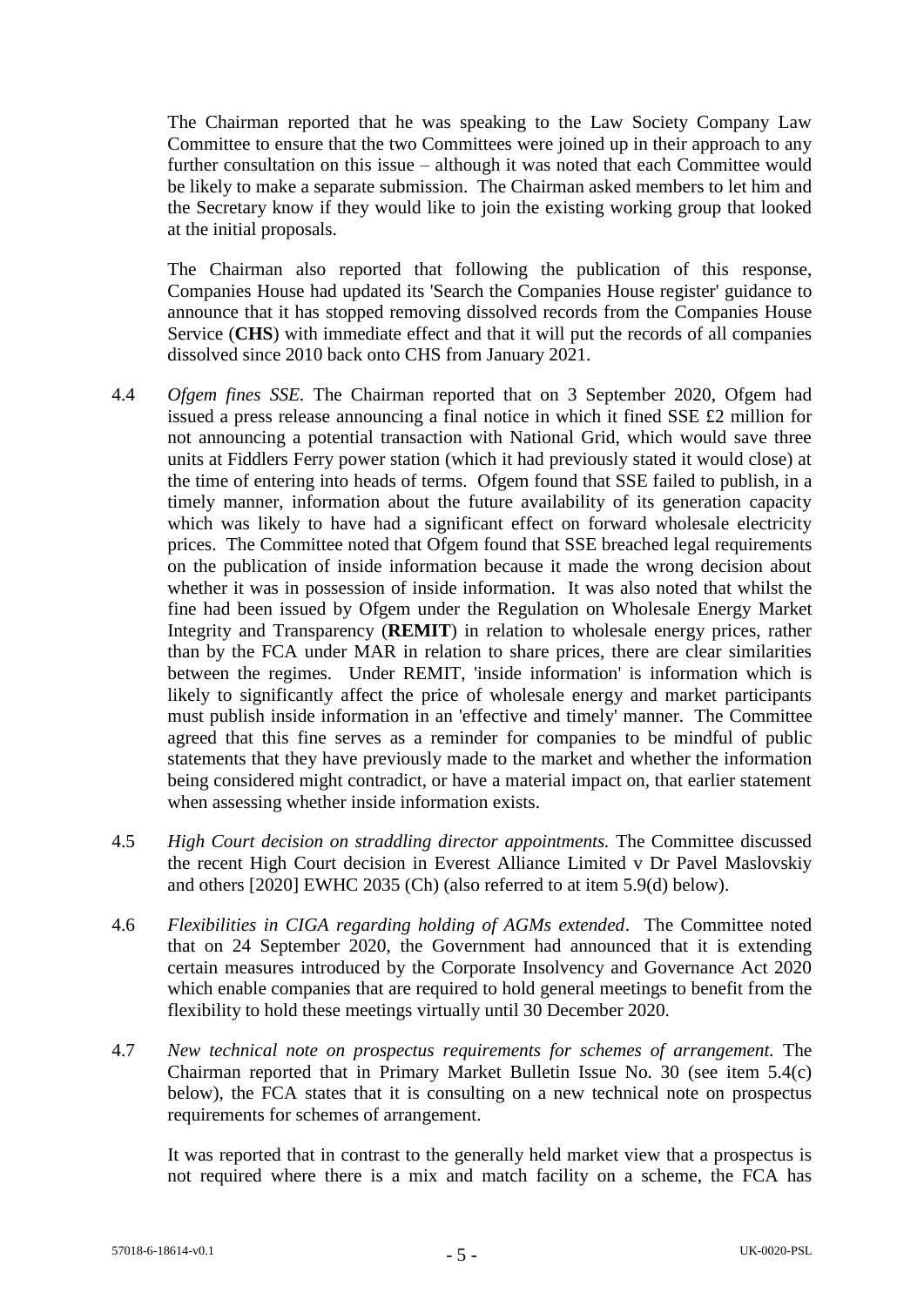The Chairman reported that he was speaking to the Law Society Company Law Committee to ensure that the two Committees were joined up in their approach to any further consultation on this issue – although it was noted that each Committee would be likely to make a separate submission. The Chairman asked members to let him and the Secretary know if they would like to join the existing working group that looked at the initial proposals.

The Chairman also reported that following the publication of this response, Companies House had updated its 'Search the Companies House register' guidance to announce that it has stopped removing dissolved records from the Companies House Service (**CHS**) with immediate effect and that it will put the records of all companies dissolved since 2010 back onto CHS from January 2021.

4.4 *Ofgem fines SSE.* The Chairman reported that on 3 September 2020, Ofgem had issued a press release announcing a final notice in which it fined SSE £2 million for not announcing a potential transaction with National Grid, which would save three units at Fiddlers Ferry power station (which it had previously stated it would close) at the time of entering into heads of terms. Ofgem found that SSE failed to publish, in a timely manner, information about the future availability of its generation capacity which was likely to have had a significant effect on forward wholesale electricity prices. The Committee noted that Ofgem found that SSE breached legal requirements on the publication of inside information because it made the wrong decision about whether it was in possession of inside information. It was also noted that whilst the fine had been issued by Ofgem under the Regulation on Wholesale Energy Market Integrity and Transparency (**REMIT**) in relation to wholesale energy prices, rather than by the FCA under MAR in relation to share prices, there are clear similarities between the regimes. Under REMIT, 'inside information' is information which is likely to significantly affect the price of wholesale energy and market participants must publish inside information in an 'effective and timely' manner. The Committee agreed that this fine serves as a reminder for companies to be mindful of public statements that they have previously made to the market and whether the information being considered might contradict, or have a material impact on, that earlier statement when assessing whether inside information exists.

4.5 *High Court decision on straddling director appointments.* The Committee discussed the recent High Court decision in Everest Alliance Limited v Dr Pavel Maslovskiy and others [2020] EWHC 2035 (Ch) (also referred to at item 5.9(d) below).

4.6 *Flexibilities in CIGA regarding holding of AGMs extended*. The Committee noted that on 24 September 2020, the Government had announced that it is extending certain measures introduced by the Corporate Insolvency and Governance Act 2020 which enable companies that are required to hold general meetings to benefit from the flexibility to hold these meetings virtually until 30 December 2020.

4.7 *New technical note on prospectus requirements for schemes of arrangement.* The Chairman reported that in Primary Market Bulletin Issue No. 30 (see item 5.4(c) below), the FCA states that it is consulting on a new technical note on prospectus requirements for schemes of arrangement.

It was reported that in contrast to the generally held market view that a prospectus is not required where there is a mix and match facility on a scheme, the FCA has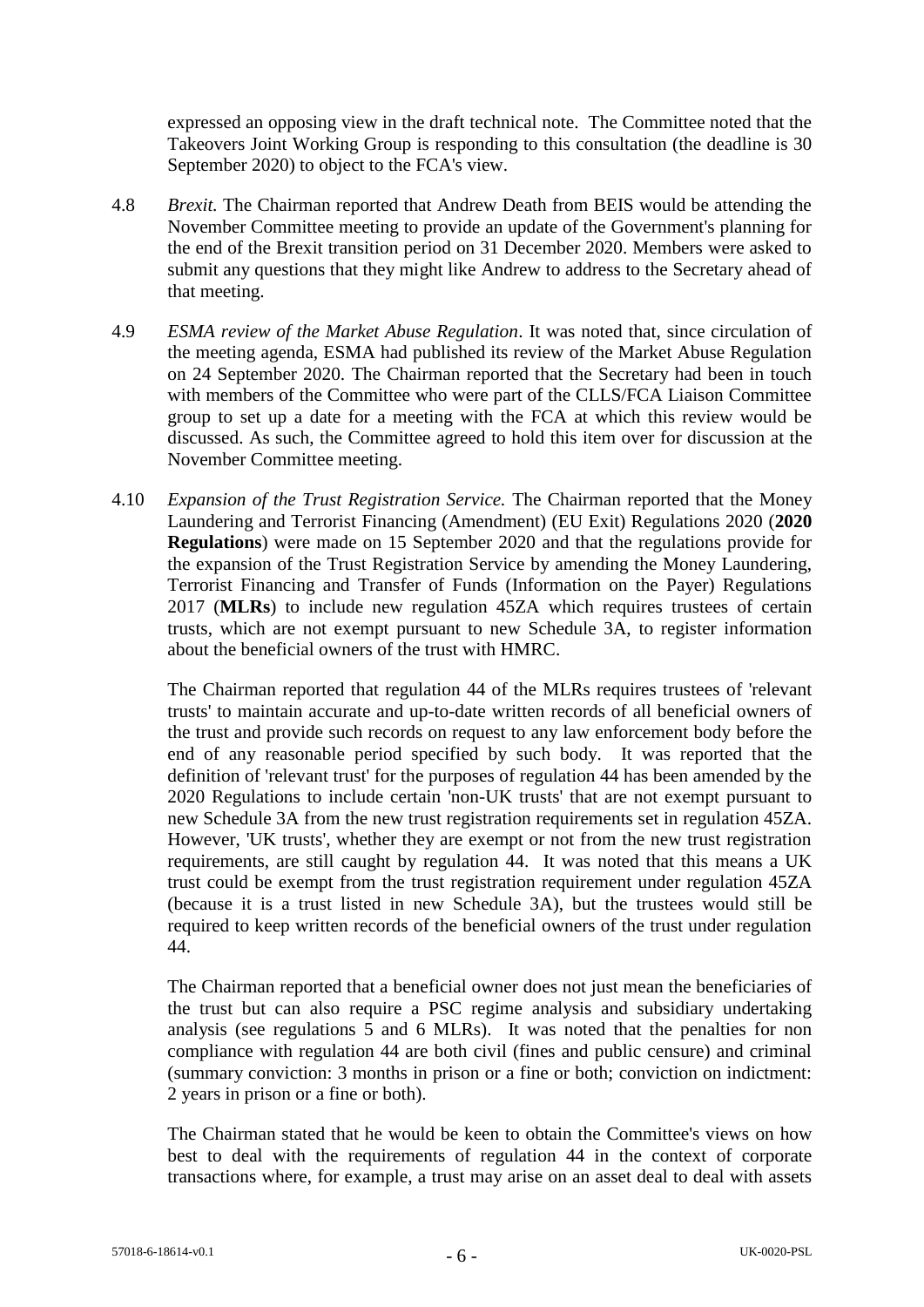expressed an opposing view in the draft technical note. The Committee noted that the Takeovers Joint Working Group is responding to this consultation (the deadline is 30 September 2020) to object to the FCA's view.

4.8 *Brexit.* The Chairman reported that Andrew Death from BEIS would be attending the November Committee meeting to provide an update of the Government's planning for the end of the Brexit transition period on 31 December 2020. Members were asked to submit any questions that they might like Andrew to address to the Secretary ahead of that meeting.

4.9 *ESMA review of the Market Abuse Regulation*. It was noted that, since circulation of the meeting agenda, ESMA had published its review of the Market Abuse Regulation on 24 September 2020. The Chairman reported that the Secretary had been in touch with members of the Committee who were part of the CLLS/FCA Liaison Committee group to set up a date for a meeting with the FCA at which this review would be discussed. As such, the Committee agreed to hold this item over for discussion at the November Committee meeting.

4.10 *Expansion of the Trust Registration Service.* The Chairman reported that the Money Laundering and Terrorist Financing (Amendment) (EU Exit) Regulations 2020 (**2020 Regulations**) were made on 15 September 2020 and that the regulations provide for the expansion of the Trust Registration Service by amending the Money Laundering, Terrorist Financing and Transfer of Funds (Information on the Payer) Regulations 2017 (**MLRs**) to include new regulation 45ZA which requires trustees of certain trusts, which are not exempt pursuant to new Schedule 3A, to register information about the beneficial owners of the trust with HMRC.

The Chairman reported that regulation 44 of the MLRs requires trustees of 'relevant trusts' to maintain accurate and up-to-date written records of all beneficial owners of the trust and provide such records on request to any law enforcement body before the end of any reasonable period specified by such body. It was reported that the definition of 'relevant trust' for the purposes of regulation 44 has been amended by the 2020 Regulations to include certain 'non-UK trusts' that are not exempt pursuant to new Schedule 3A from the new trust registration requirements set in regulation 45ZA. However, 'UK trusts', whether they are exempt or not from the new trust registration requirements, are still caught by regulation 44. It was noted that this means a UK trust could be exempt from the trust registration requirement under regulation 45ZA (because it is a trust listed in new Schedule 3A), but the trustees would still be required to keep written records of the beneficial owners of the trust under regulation 44.

The Chairman reported that a beneficial owner does not just mean the beneficiaries of the trust but can also require a PSC regime analysis and subsidiary undertaking analysis (see regulations 5 and 6 MLRs). It was noted that the penalties for non compliance with regulation 44 are both civil (fines and public censure) and criminal (summary conviction: 3 months in prison or a fine or both; conviction on indictment: 2 years in prison or a fine or both).

The Chairman stated that he would be keen to obtain the Committee's views on how best to deal with the requirements of regulation 44 in the context of corporate transactions where, for example, a trust may arise on an asset deal to deal with assets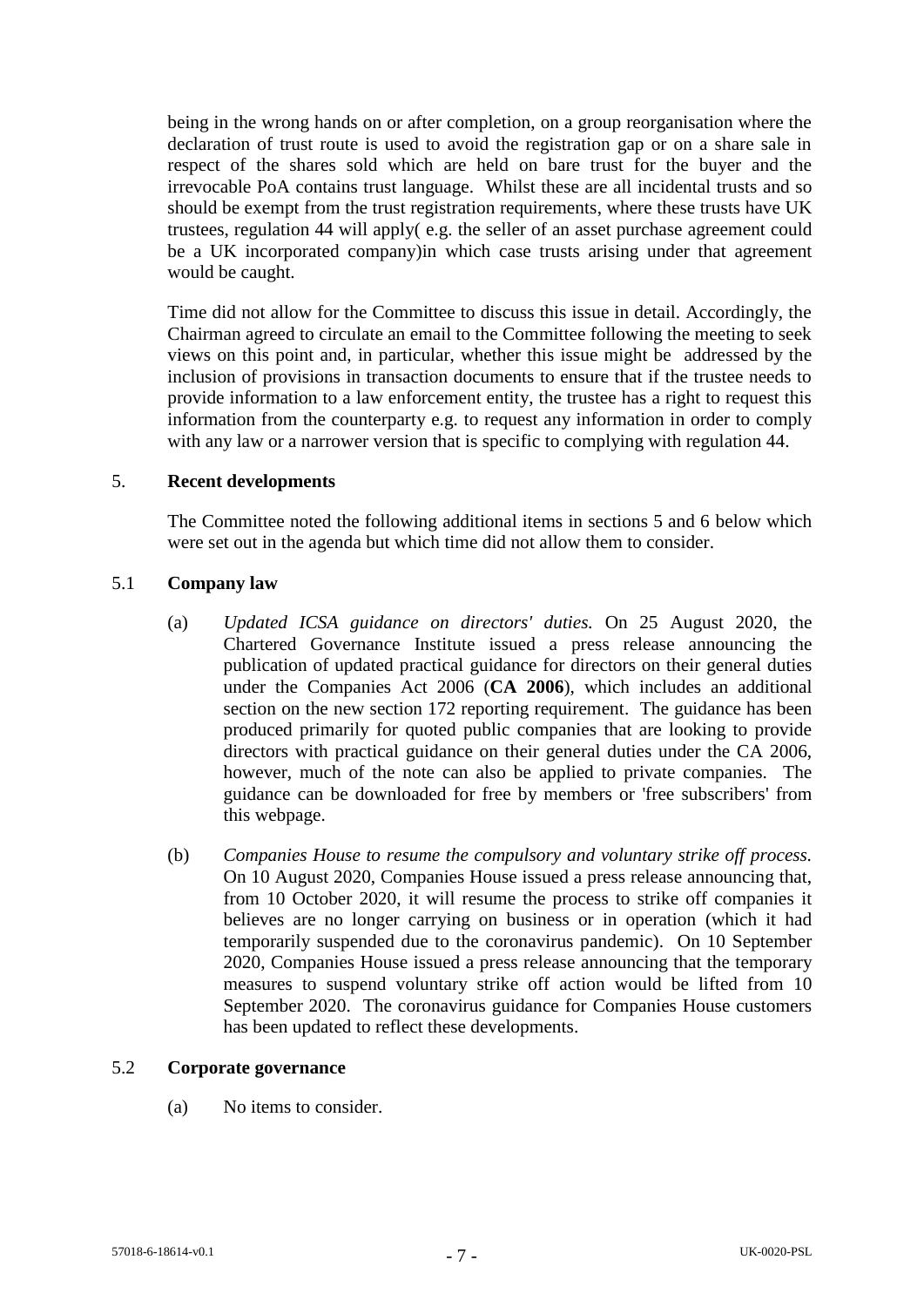being in the wrong hands on or after completion, on a group reorganisation where the declaration of trust route is used to avoid the registration gap or on a share sale in respect of the shares sold which are held on bare trust for the buyer and the irrevocable PoA contains trust language. Whilst these are all incidental trusts and so should be exempt from the trust registration requirements, where these trusts have UK trustees, regulation 44 will apply( e.g. the seller of an asset purchase agreement could be a UK incorporated company)in which case trusts arising under that agreement would be caught.

Time did not allow for the Committee to discuss this issue in detail. Accordingly, the Chairman agreed to circulate an email to the Committee following the meeting to seek views on this point and, in particular, whether this issue might be addressed by the inclusion of provisions in transaction documents to ensure that if the trustee needs to provide information to a law enforcement entity, the trustee has a right to request this information from the counterparty e.g. to request any information in order to comply with any law or a narrower version that is specific to complying with regulation 44.

## 5. Recent developments

The Committee noted the following additional items in sections 5 and 6 below which were set out in the agenda but which time did not allow them to consider.

### 5.1 Company law

(a) *Updated ICSA guidance on directors' duties.* On 25 August 2020, the Chartered Governance Institute issued a press release announcing the publication of updated practical guidance for directors on their general duties under the Companies Act 2006 (**CA 2006**), which includes an additional section on the new section 172 reporting requirement. The guidance has been produced primarily for quoted public companies that are looking to provide directors with practical guidance on their general duties under the CA 2006, however, much of the note can also be applied to private companies. The guidance can be downloaded for free by members or 'free subscribers' from this webpage.

(b) *Companies House to resume the compulsory and voluntary strike off process.* On 10 August 2020, Companies House issued a press release announcing that, from 10 October 2020, it will resume the process to strike off companies it believes are no longer carrying on business or in operation (which it had temporarily suspended due to the coronavirus pandemic). On 10 September 2020, Companies House issued a press release announcing that the temporary measures to suspend voluntary strike off action would be lifted from 10 September 2020. The coronavirus guidance for Companies House customers has been updated to reflect these developments.

### 5.2 Corporate governance

(a) No items to consider.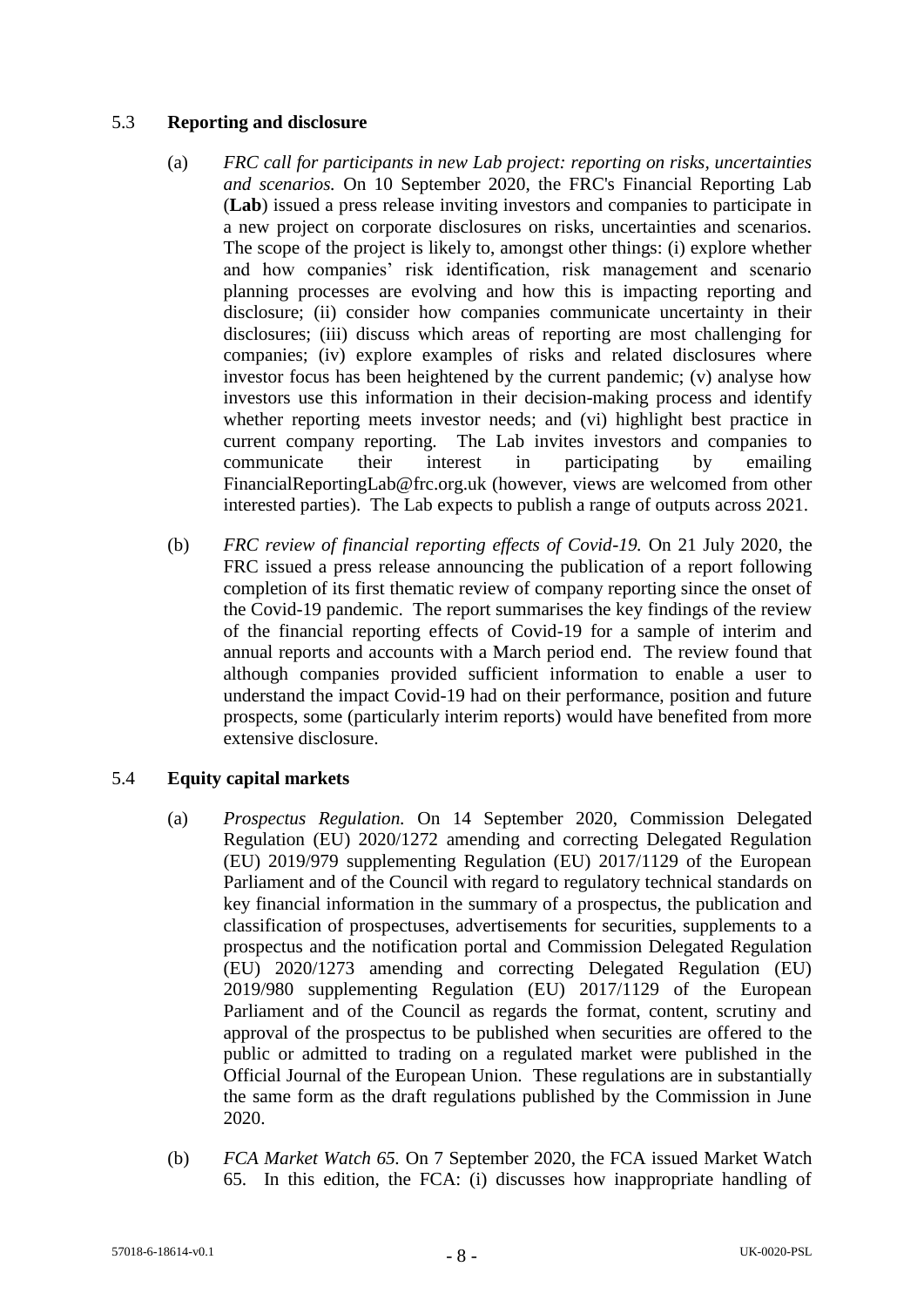## 5.3 **Reporting and disclosure**

(a) *FRC call for participants in new Lab project: reporting on risks, uncertainties and scenarios.* On 10 September 2020, the FRC's Financial Reporting Lab (**Lab**) issued a press release inviting investors and companies to participate in a new project on corporate disclosures on risks, uncertainties and scenarios. The scope of the project is likely to, amongst other things: (i) explore whether and how companies' risk identification, risk management and scenario planning processes are evolving and how this is impacting reporting and disclosure; (ii) consider how companies communicate uncertainty in their disclosures; (iii) discuss which areas of reporting are most challenging for companies; (iv) explore examples of risks and related disclosures where investor focus has been heightened by the current pandemic; (v) analyse how investors use this information in their decision-making process and identify whether reporting meets investor needs; and (vi) highlight best practice in current company reporting. The Lab invites investors and companies to communicate their interest in participating by emailing FinancialReportingLab@frc.org.uk (however, views are welcomed from other interested parties). The Lab expects to publish a range of outputs across 2021.

(b) *FRC review of financial reporting effects of Covid-19.* On 21 July 2020, the FRC issued a press release announcing the publication of a report following completion of its first thematic review of company reporting since the onset of the Covid-19 pandemic. The report summarises the key findings of the review of the financial reporting effects of Covid-19 for a sample of interim and annual reports and accounts with a March period end. The review found that although companies provided sufficient information to enable a user to understand the impact Covid-19 had on their performance, position and future prospects, some (particularly interim reports) would have benefited from more extensive disclosure.

## 5.4 **Equity capital markets**

(a) *Prospectus Regulation.* On 14 September 2020, Commission Delegated Regulation (EU) 2020/1272 amending and correcting Delegated Regulation (EU) 2019/979 supplementing Regulation (EU) 2017/1129 of the European Parliament and of the Council with regard to regulatory technical standards on key financial information in the summary of a prospectus, the publication and classification of prospectuses, advertisements for securities, supplements to a prospectus and the notification portal and Commission Delegated Regulation (EU) 2020/1273 amending and correcting Delegated Regulation (EU) 2019/980 supplementing Regulation (EU) 2017/1129 of the European Parliament and of the Council as regards the format, content, scrutiny and approval of the prospectus to be published when securities are offered to the public or admitted to trading on a regulated market were published in the Official Journal of the European Union. These regulations are in substantially the same form as the draft regulations published by the Commission in June 2020.

(b) *FCA Market Watch 65.* On 7 September 2020, the FCA issued Market Watch 65. In this edition, the FCA: (i) discusses how inappropriate handling of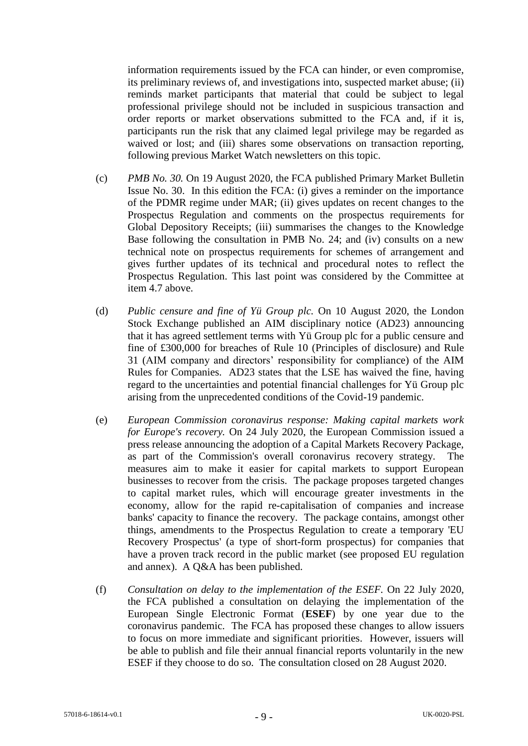information requirements issued by the FCA can hinder, or even compromise, its preliminary reviews of, and investigations into, suspected market abuse; (ii) reminds market participants that material that could be subject to legal professional privilege should not be included in suspicious transaction and order reports or market observations submitted to the FCA and, if it is, participants run the risk that any claimed legal privilege may be regarded as waived or lost; and (iii) shares some observations on transaction reporting, following previous Market Watch newsletters on this topic.

(c) *PMB No. 30.* On 19 August 2020, the FCA published Primary Market Bulletin Issue No. 30. In this edition the FCA: (i) gives a reminder on the importance of the PDMR regime under MAR; (ii) gives updates on recent changes to the Prospectus Regulation and comments on the prospectus requirements for Global Depository Receipts; (iii) summarises the changes to the Knowledge Base following the consultation in PMB No. 24; and (iv) consults on a new technical note on prospectus requirements for schemes of arrangement and gives further updates of its technical and procedural notes to reflect the Prospectus Regulation. This last point was considered by the Committee at item 4.7 above.

(d) *Public censure and fine of Yü Group plc.* On 10 August 2020, the London Stock Exchange published an AIM disciplinary notice (AD23) announcing that it has agreed settlement terms with Yü Group plc for a public censure and fine of £300,000 for breaches of Rule 10 (Principles of disclosure) and Rule 31 (AIM company and directors' responsibility for compliance) of the AIM Rules for Companies. AD23 states that the LSE has waived the fine, having regard to the uncertainties and potential financial challenges for Yü Group plc arising from the unprecedented conditions of the Covid-19 pandemic.

(e) *European Commission coronavirus response: Making capital markets work for Europe's recovery.* On 24 July 2020, the European Commission issued a press release announcing the adoption of a Capital Markets Recovery Package, as part of the Commission's overall coronavirus recovery strategy. The measures aim to make it easier for capital markets to support European businesses to recover from the crisis. The package proposes targeted changes to capital market rules, which will encourage greater investments in the economy, allow for the rapid re-capitalisation of companies and increase banks' capacity to finance the recovery. The package contains, amongst other things, amendments to the Prospectus Regulation to create a temporary 'EU Recovery Prospectus' (a type of short-form prospectus) for companies that have a proven track record in the public market (see proposed EU regulation and annex). A Q&A has been published.

(f) *Consultation on delay to the implementation of the ESEF.* On 22 July 2020, the FCA published a consultation on delaying the implementation of the European Single Electronic Format (**ESEF**) by one year due to the coronavirus pandemic. The FCA has proposed these changes to allow issuers to focus on more immediate and significant priorities. However, issuers will be able to publish and file their annual financial reports voluntarily in the new ESEF if they choose to do so. The consultation closed on 28 August 2020.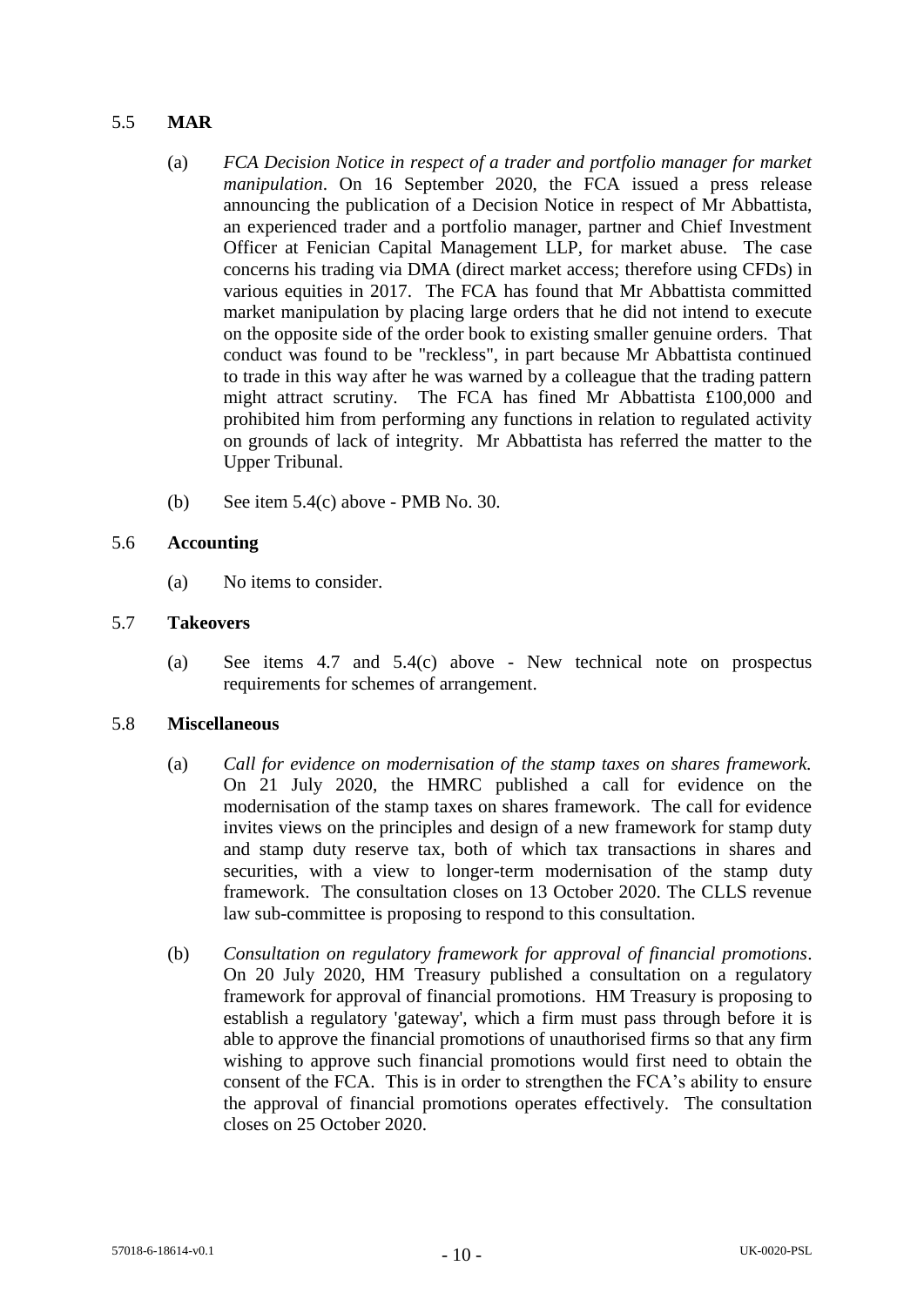### 5.5 **MAR**

(a) *FCA Decision Notice in respect of a trader and portfolio manager for market manipulation*. On 16 September 2020, the FCA issued a press release announcing the publication of a Decision Notice in respect of Mr Abbattista, an experienced trader and a portfolio manager, partner and Chief Investment Officer at Fenician Capital Management LLP, for market abuse. The case concerns his trading via DMA (direct market access; therefore using CFDs) in various equities in 2017. The FCA has found that Mr Abbattista committed market manipulation by placing large orders that he did not intend to execute on the opposite side of the order book to existing smaller genuine orders. That conduct was found to be "reckless", in part because Mr Abbattista continued to trade in this way after he was warned by a colleague that the trading pattern might attract scrutiny. The FCA has fined Mr Abbattista £100,000 and prohibited him from performing any functions in relation to regulated activity on grounds of lack of integrity. Mr Abbattista has referred the matter to the Upper Tribunal.

(b) See item 5.4(c) above - PMB No. 30.

### 5.6 **Accounting**

(a) No items to consider.

### 5.7 **Takeovers**

(a) See items 4.7 and 5.4(c) above - New technical note on prospectus requirements for schemes of arrangement.

### 5.8 **Miscellaneous**

(a) *Call for evidence on modernisation of the stamp taxes on shares framework.* On 21 July 2020, the HMRC published a call for evidence on the modernisation of the stamp taxes on shares framework. The call for evidence invites views on the principles and design of a new framework for stamp duty and stamp duty reserve tax, both of which tax transactions in shares and securities, with a view to longer-term modernisation of the stamp duty framework. The consultation closes on 13 October 2020. The CLLS revenue law sub-committee is proposing to respond to this consultation.

(b) *Consultation on regulatory framework for approval of financial promotions*. On 20 July 2020, HM Treasury published a consultation on a regulatory framework for approval of financial promotions. HM Treasury is proposing to establish a regulatory 'gateway', which a firm must pass through before it is able to approve the financial promotions of unauthorised firms so that any firm wishing to approve such financial promotions would first need to obtain the consent of the FCA. This is in order to strengthen the FCA's ability to ensure the approval of financial promotions operates effectively. The consultation closes on 25 October 2020.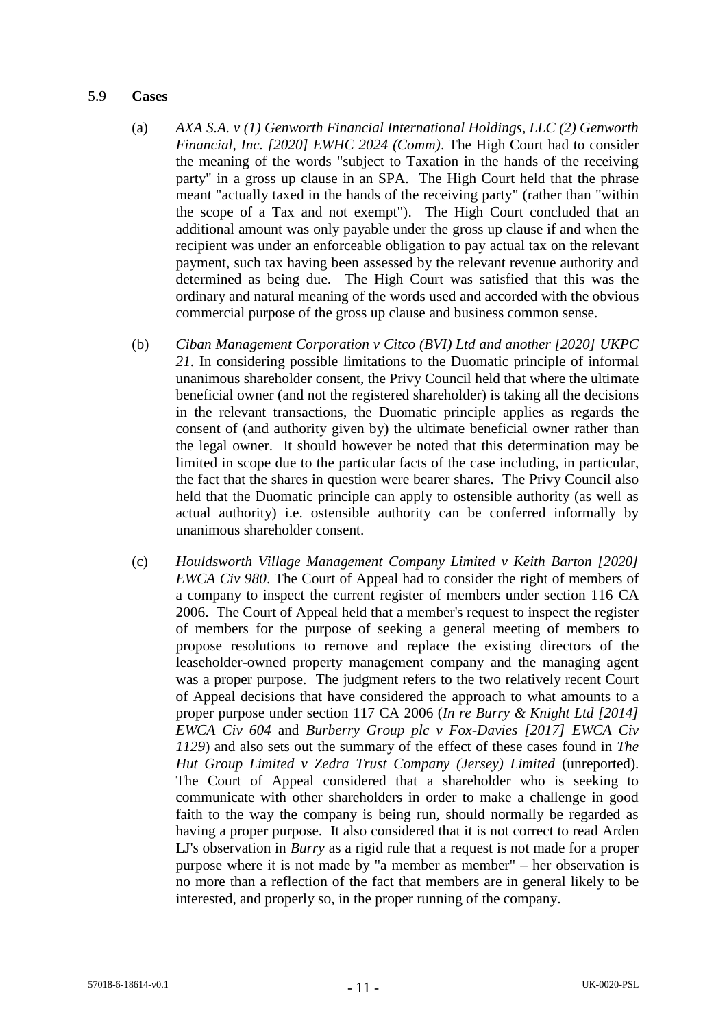## 5.9 **Cases**

(a) *AXA S.A. v (1) Genworth Financial International Holdings, LLC (2) Genworth Financial, Inc. [2020] EWHC 2024 (Comm)*. The High Court had to consider the meaning of the words "subject to Taxation in the hands of the receiving party" in a gross up clause in an SPA. The High Court held that the phrase meant "actually taxed in the hands of the receiving party" (rather than "within the scope of a Tax and not exempt"). The High Court concluded that an additional amount was only payable under the gross up clause if and when the recipient was under an enforceable obligation to pay actual tax on the relevant payment, such tax having been assessed by the relevant revenue authority and determined as being due. The High Court was satisfied that this was the ordinary and natural meaning of the words used and accorded with the obvious commercial purpose of the gross up clause and business common sense.

(b) *Ciban Management Corporation v Citco (BVI) Ltd and another [2020] UKPC 21.* In considering possible limitations to the Duomatic principle of informal unanimous shareholder consent, the Privy Council held that where the ultimate beneficial owner (and not the registered shareholder) is taking all the decisions in the relevant transactions, the Duomatic principle applies as regards the consent of (and authority given by) the ultimate beneficial owner rather than the legal owner. It should however be noted that this determination may be limited in scope due to the particular facts of the case including, in particular, the fact that the shares in question were bearer shares. The Privy Council also held that the Duomatic principle can apply to ostensible authority (as well as actual authority) i.e. ostensible authority can be conferred informally by unanimous shareholder consent.

(c) *Houldsworth Village Management Company Limited v Keith Barton [2020] EWCA Civ 980*. The Court of Appeal had to consider the right of members of a company to inspect the current register of members under section 116 CA 2006. The Court of Appeal held that a member's request to inspect the register of members for the purpose of seeking a general meeting of members to propose resolutions to remove and replace the existing directors of the leaseholder-owned property management company and the managing agent was a proper purpose. The judgment refers to the two relatively recent Court of Appeal decisions that have considered the approach to what amounts to a proper purpose under section 117 CA 2006 (*In re Burry & Knight Ltd [2014] EWCA Civ 604* and *Burberry Group plc v Fox-Davies [2017] EWCA Civ 1129*) and also sets out the summary of the effect of these cases found in *The Hut Group Limited v Zedra Trust Company (Jersey) Limited* (unreported). The Court of Appeal considered that a shareholder who is seeking to communicate with other shareholders in order to make a challenge in good faith to the way the company is being run, should normally be regarded as having a proper purpose. It also considered that it is not correct to read Arden LJ's observation in *Burry* as a rigid rule that a request is not made for a proper purpose where it is not made by "a member as member" – her observation is no more than a reflection of the fact that members are in general likely to be interested, and properly so, in the proper running of the company.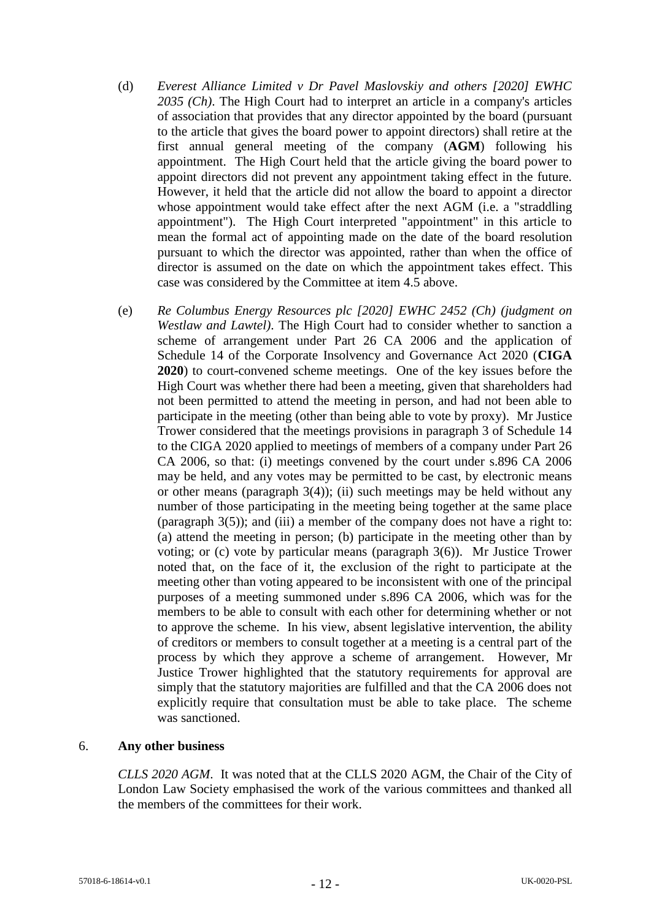(d) *Everest Alliance Limited v Dr Pavel Maslovskiy and others [2020] EWHC 2035 (Ch)*. The High Court had to interpret an article in a company's articles of association that provides that any director appointed by the board (pursuant to the article that gives the board power to appoint directors) shall retire at the first annual general meeting of the company (**AGM**) following his appointment. The High Court held that the article giving the board power to appoint directors did not prevent any appointment taking effect in the future. However, it held that the article did not allow the board to appoint a director whose appointment would take effect after the next AGM (i.e. a "straddling appointment"). The High Court interpreted "appointment" in this article to mean the formal act of appointing made on the date of the board resolution pursuant to which the director was appointed, rather than when the office of director is assumed on the date on which the appointment takes effect. This case was considered by the Committee at item 4.5 above.

(e) *Re Columbus Energy Resources plc [2020] EWHC 2452 (Ch) (judgment on Westlaw and Lawtel)*. The High Court had to consider whether to sanction a scheme of arrangement under Part 26 CA 2006 and the application of Schedule 14 of the Corporate Insolvency and Governance Act 2020 (**CIGA 2020**) to court-convened scheme meetings. One of the key issues before the High Court was whether there had been a meeting, given that shareholders had not been permitted to attend the meeting in person, and had not been able to participate in the meeting (other than being able to vote by proxy). Mr Justice Trower considered that the meetings provisions in paragraph 3 of Schedule 14 to the CIGA 2020 applied to meetings of members of a company under Part 26 CA 2006, so that: (i) meetings convened by the court under s.896 CA 2006 may be held, and any votes may be permitted to be cast, by electronic means or other means (paragraph 3(4)); (ii) such meetings may be held without any number of those participating in the meeting being together at the same place (paragraph 3(5)); and (iii) a member of the company does not have a right to: (a) attend the meeting in person; (b) participate in the meeting other than by voting; or (c) vote by particular means (paragraph 3(6)). Mr Justice Trower noted that, on the face of it, the exclusion of the right to participate at the meeting other than voting appeared to be inconsistent with one of the principal purposes of a meeting summoned under s.896 CA 2006, which was for the members to be able to consult with each other for determining whether or not to approve the scheme. In his view, absent legislative intervention, the ability of creditors or members to consult together at a meeting is a central part of the process by which they approve a scheme of arrangement. However, Mr Justice Trower highlighted that the statutory requirements for approval are simply that the statutory majorities are fulfilled and that the CA 2006 does not explicitly require that consultation must be able to take place. The scheme was sanctioned.

## 6. Any other business

*CLLS 2020 AGM*. It was noted that at the CLLS 2020 AGM, the Chair of the City of London Law Society emphasised the work of the various committees and thanked all the members of the committees for their work.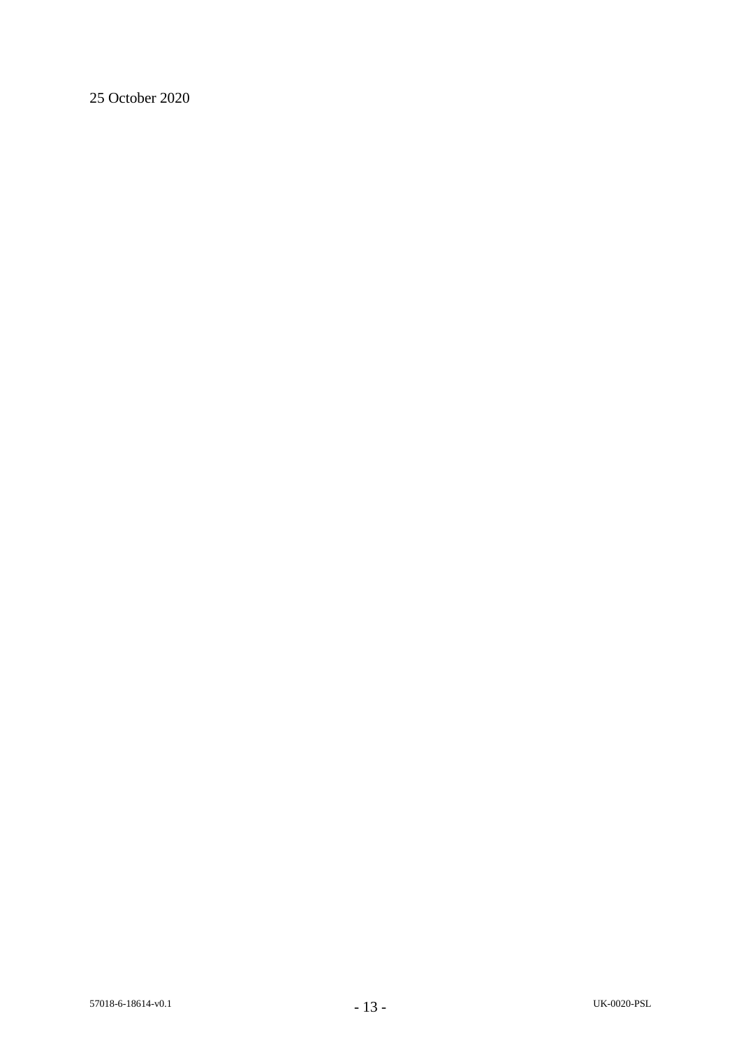25 October 2020